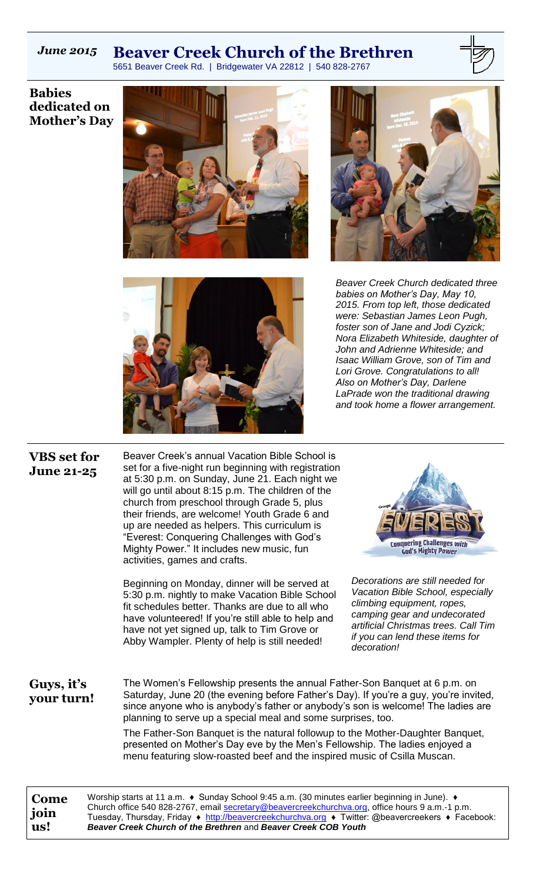# Beaver Creek Church of the Brethren

*June 2015*

5651 Beaver Creek Rd. | Bridgewater VA 22812 | 540 828-2767

## Babies dedicated on Mother's Day

*Beaver Creek Church dedicated three babies on Mother's Day, May 10, 2015. From top left, those dedicated were: Sebastian James Leon Pugh, foster son of Jane and Jodi Cyzick; Nora Elizabeth Whiteside, daughter of John and Adrienne Whiteside; and Isaac William Grove, son of Tim and Lori Grove. Congratulations to all! Also on Mother's Day, Darlene LaPrade won the traditional drawing and took home a flower arrangement.*

## VBS set for June 21-25

Beaver Creek's annual Vacation Bible School is set for a five-night run beginning with registration at 5:30 p.m. on Sunday, June 21. Each night we will go until about 8:15 p.m. The children of the church from preschool through Grade 5, plus their friends, are welcome! Youth Grade 6 and up are needed as helpers. This curriculum is "Everest: Conquering Challenges with God's Mighty Power." It includes new music, fun activities, games and crafts.

Beginning on Monday, dinner will be served at 5:30 p.m. nightly to make Vacation Bible School fit schedules better. Thanks are due to all who have volunteered! If you're still able to help and have not yet signed up, talk to Tim Grove or Abby Wampler. Plenty of help is still needed!

*Decorations are still needed for Vacation Bible School, especially climbing equipment, ropes, camping gear and undecorated artificial Christmas trees. Call Tim if you can lend these items for decoration!*

## Guys, it's your turn!

The Women's Fellowship presents the annual Father-Son Banquet at 6 p.m. on Saturday, June 20 (the evening before Father's Day). If you're a guy, you're invited, since anyone who is anybody's father or anybody's son is welcome! The ladies are planning to serve up a special meal and some surprises, too.

The Father-Son Banquet is the natural followup to the Mother-Daughter Banquet, presented on Mother's Day eve by the Men's Fellowship. The ladies enjoyed a menu featuring slow-roasted beef and the inspired music of Csilla Muscan.

## Come join us!

Worship starts at 11 a.m. ♦ Sunday School 9:45 a.m. (30 minutes earlier beginning in June). ♦ Church office 540 828-2767, email secretary@beavercreekchurchva.org, office hours 9 a.m.-1 p.m. Tuesday, Thursday, Friday ♦ http://beavercreekchurchva.org ♦ Twitter: @beavercreekers ♦ Facebook: ***Beaver Creek Church of the Brethren*** and ***Beaver Creek COB Youth***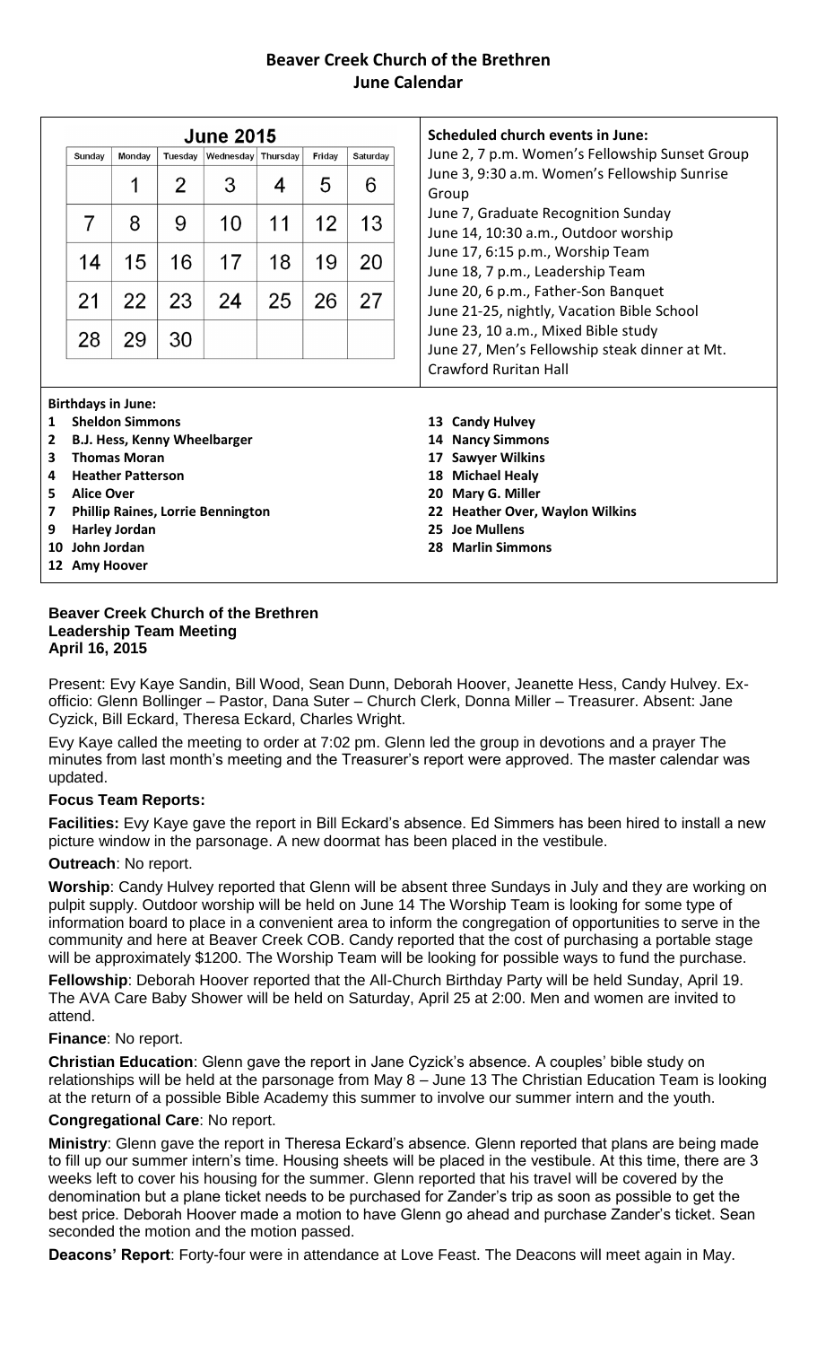# Beaver Creek Church of the Brethren
## June Calendar

**June 2015**

| Sunday | Monday | Tuesday | Wednesday | Thursday | Friday | Saturday |
|---|---|---|---|---|---|---|
| | 1 | 2 | 3 | 4 | 5 | 6 |
| 7 | 8 | 9 | 10 | 11 | 12 | 13 |
| 14 | 15 | 16 | 17 | 18 | 19 | 20 |
| 21 | 22 | 23 | 24 | 25 | 26 | 27 |
| 28 | 29 | 30 | | | | |

**Scheduled church events in June:**

June 2, 7 p.m. Women's Fellowship Sunset Group
June 3, 9:30 a.m. Women's Fellowship Sunrise Group
June 7, Graduate Recognition Sunday
June 14, 10:30 a.m., Outdoor worship
June 17, 6:15 p.m., Worship Team
June 18, 7 p.m., Leadership Team
June 20, 6 p.m., Father-Son Banquet
June 21-25, nightly, Vacation Bible School
June 23, 10 a.m., Mixed Bible study
June 27, Men's Fellowship steak dinner at Mt. Crawford Ruritan Hall

**Birthdays in June:**

1 **Sheldon Simmons**
2 **B.J. Hess, Kenny Wheelbarger**
3 **Thomas Moran**
4 **Heather Patterson**
5 **Alice Over**
7 **Phillip Raines, Lorrie Bennington**
9 **Harley Jordan**
10 **John Jordan**
12 **Amy Hoover**
13 **Candy Hulvey**
14 **Nancy Simmons**
17 **Sawyer Wilkins**
18 **Michael Healy**
20 **Mary G. Miller**
22 **Heather Over, Waylon Wilkins**
25 **Joe Mullens**
28 **Marlin Simmons**

**Beaver Creek Church of the Brethren**
**Leadership Team Meeting**
**April 16, 2015**

Present: Evy Kaye Sandin, Bill Wood, Sean Dunn, Deborah Hoover, Jeanette Hess, Candy Hulvey. Ex-officio: Glenn Bollinger – Pastor, Dana Suter – Church Clerk, Donna Miller – Treasurer. Absent: Jane Cyzick, Bill Eckard, Theresa Eckard, Charles Wright.

Evy Kaye called the meeting to order at 7:02 pm. Glenn led the group in devotions and a prayer The minutes from last month's meeting and the Treasurer's report were approved. The master calendar was updated.

### Focus Team Reports:

**Facilities:** Evy Kaye gave the report in Bill Eckard's absence. Ed Simmers has been hired to install a new picture window in the parsonage. A new doormat has been placed in the vestibule.

**Outreach**: No report.

**Worship**: Candy Hulvey reported that Glenn will be absent three Sundays in July and they are working on pulpit supply. Outdoor worship will be held on June 14 The Worship Team is looking for some type of information board to place in a convenient area to inform the congregation of opportunities to serve in the community and here at Beaver Creek COB. Candy reported that the cost of purchasing a portable stage will be approximately $1200. The Worship Team will be looking for possible ways to fund the purchase.

**Fellowship**: Deborah Hoover reported that the All-Church Birthday Party will be held Sunday, April 19. The AVA Care Baby Shower will be held on Saturday, April 25 at 2:00. Men and women are invited to attend.

**Finance**: No report.

**Christian Education**: Glenn gave the report in Jane Cyzick's absence. A couples' bible study on relationships will be held at the parsonage from May 8 – June 13 The Christian Education Team is looking at the return of a possible Bible Academy this summer to involve our summer intern and the youth.

**Congregational Care**: No report.

**Ministry**: Glenn gave the report in Theresa Eckard's absence. Glenn reported that plans are being made to fill up our summer intern's time. Housing sheets will be placed in the vestibule. At this time, there are 3 weeks left to cover his housing for the summer. Glenn reported that his travel will be covered by the denomination but a plane ticket needs to be purchased for Zander's trip as soon as possible to get the best price. Deborah Hoover made a motion to have Glenn go ahead and purchase Zander's ticket. Sean seconded the motion and the motion passed.

**Deacons' Report**: Forty-four were in attendance at Love Feast. The Deacons will meet again in May.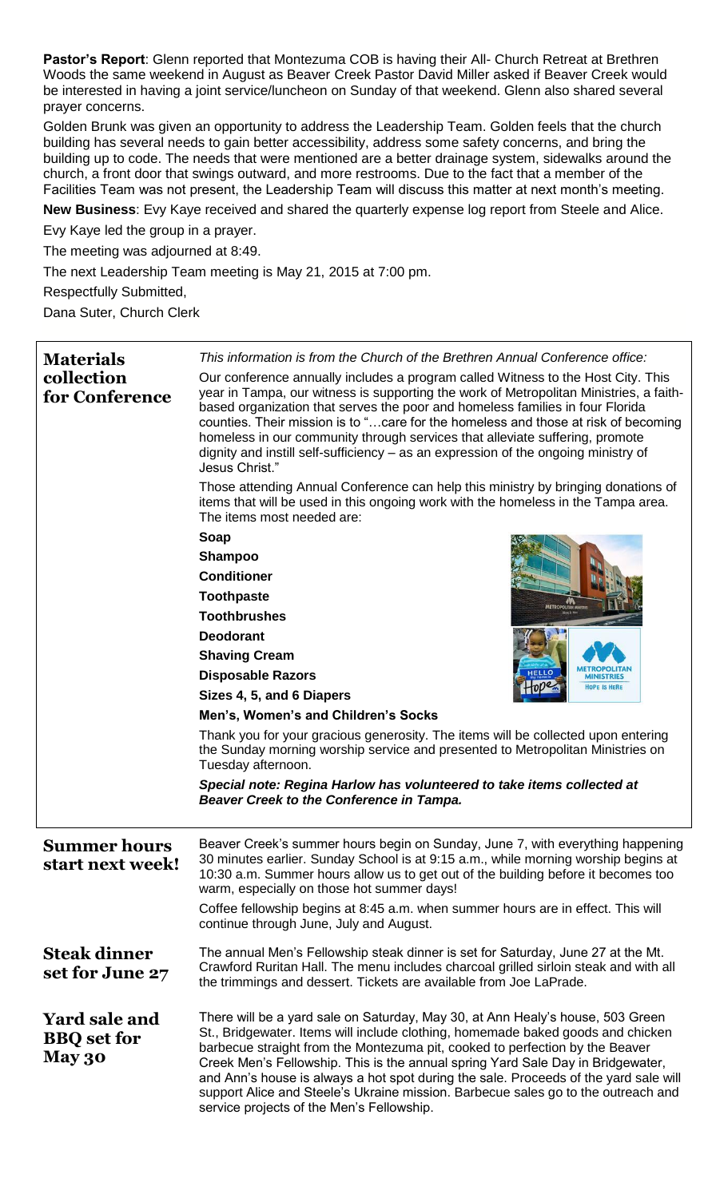**Pastor's Report**: Glenn reported that Montezuma COB is having their All- Church Retreat at Brethren Woods the same weekend in August as Beaver Creek Pastor David Miller asked if Beaver Creek would be interested in having a joint service/luncheon on Sunday of that weekend. Glenn also shared several prayer concerns.

Golden Brunk was given an opportunity to address the Leadership Team. Golden feels that the church building has several needs to gain better accessibility, address some safety concerns, and bring the building up to code. The needs that were mentioned are a better drainage system, sidewalks around the church, a front door that swings outward, and more restrooms. Due to the fact that a member of the Facilities Team was not present, the Leadership Team will discuss this matter at next month's meeting.

**New Business**: Evy Kaye received and shared the quarterly expense log report from Steele and Alice.

Evy Kaye led the group in a prayer.

The meeting was adjourned at 8:49.

The next Leadership Team meeting is May 21, 2015 at 7:00 pm.

Respectfully Submitted,

Dana Suter, Church Clerk

## Materials collection for Conference

*This information is from the Church of the Brethren Annual Conference office:*

Our conference annually includes a program called Witness to the Host City. This year in Tampa, our witness is supporting the work of Metropolitan Ministries, a faith-based organization that serves the poor and homeless families in four Florida counties. Their mission is to "…care for the homeless and those at risk of becoming homeless in our community through services that alleviate suffering, promote dignity and instill self-sufficiency – as an expression of the ongoing ministry of Jesus Christ."

Those attending Annual Conference can help this ministry by bringing donations of items that will be used in this ongoing work with the homeless in the Tampa area. The items most needed are:

**Soap**
**Shampoo**
**Conditioner**
**Toothpaste**
**Toothbrushes**
**Deodorant**
**Shaving Cream**
**Disposable Razors**
**Sizes 4, 5, and 6 Diapers**
**Men's, Women's and Children's Socks**

Thank you for your gracious generosity. The items will be collected upon entering the Sunday morning worship service and presented to Metropolitan Ministries on Tuesday afternoon.

***Special note: Regina Harlow has volunteered to take items collected at Beaver Creek to the Conference in Tampa.***

## Summer hours start next week!

Beaver Creek's summer hours begin on Sunday, June 7, with everything happening 30 minutes earlier. Sunday School is at 9:15 a.m., while morning worship begins at 10:30 a.m. Summer hours allow us to get out of the building before it becomes too warm, especially on those hot summer days!

Coffee fellowship begins at 8:45 a.m. when summer hours are in effect. This will continue through June, July and August.

## Steak dinner set for June 27

The annual Men's Fellowship steak dinner is set for Saturday, June 27 at the Mt. Crawford Ruritan Hall. The menu includes charcoal grilled sirloin steak and with all the trimmings and dessert. Tickets are available from Joe LaPrade.

## Yard sale and BBQ set for May 30

There will be a yard sale on Saturday, May 30, at Ann Healy's house, 503 Green St., Bridgewater. Items will include clothing, homemade baked goods and chicken barbecue straight from the Montezuma pit, cooked to perfection by the Beaver Creek Men's Fellowship. This is the annual spring Yard Sale Day in Bridgewater, and Ann's house is always a hot spot during the sale. Proceeds of the yard sale will support Alice and Steele's Ukraine mission. Barbecue sales go to the outreach and service projects of the Men's Fellowship.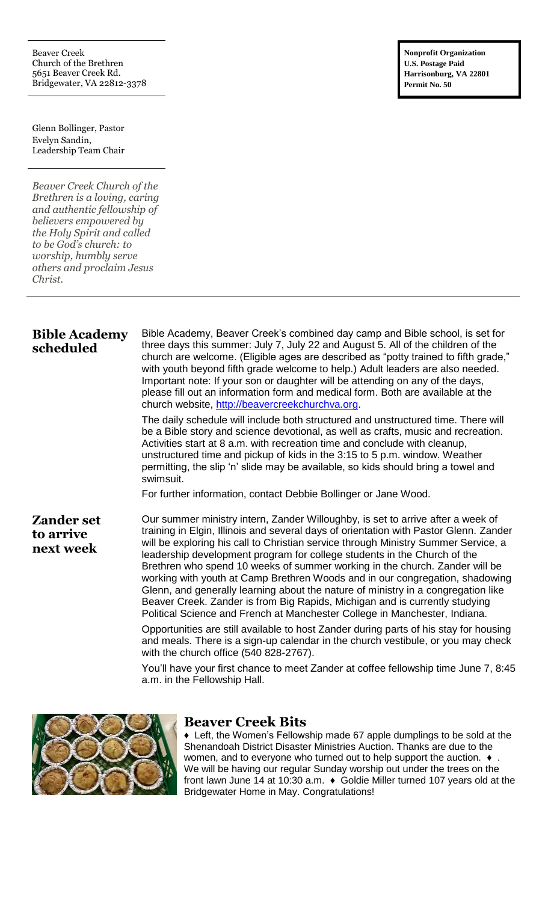Beaver Creek
Church of the Brethren
5651 Beaver Creek Rd.
Bridgewater, VA 22812-3378

**Nonprofit Organization**
**U.S. Postage Paid**
**Harrisonburg, VA 22801**
**Permit No. 50**

Glenn Bollinger, Pastor
Evelyn Sandin,
Leadership Team Chair

*Beaver Creek Church of the Brethren is a loving, caring and authentic fellowship of believers empowered by the Holy Spirit and called to be God's church: to worship, humbly serve others and proclaim Jesus Christ.*

## Bible Academy scheduled

Bible Academy, Beaver Creek's combined day camp and Bible school, is set for three days this summer: July 7, July 22 and August 5. All of the children of the church are welcome. (Eligible ages are described as "potty trained to fifth grade," with youth beyond fifth grade welcome to help.) Adult leaders are also needed. Important note: If your son or daughter will be attending on any of the days, please fill out an information form and medical form. Both are available at the church website, http://beavercreekchurchva.org.

The daily schedule will include both structured and unstructured time. There will be a Bible story and science devotional, as well as crafts, music and recreation. Activities start at 8 a.m. with recreation time and conclude with cleanup, unstructured time and pickup of kids in the 3:15 to 5 p.m. window. Weather permitting, the slip 'n' slide may be available, so kids should bring a towel and swimsuit.

For further information, contact Debbie Bollinger or Jane Wood.

## Zander set to arrive next week

Our summer ministry intern, Zander Willoughby, is set to arrive after a week of training in Elgin, Illinois and several days of orientation with Pastor Glenn. Zander will be exploring his call to Christian service through Ministry Summer Service, a leadership development program for college students in the Church of the Brethren who spend 10 weeks of summer working in the church. Zander will be working with youth at Camp Brethren Woods and in our congregation, shadowing Glenn, and generally learning about the nature of ministry in a congregation like Beaver Creek. Zander is from Big Rapids, Michigan and is currently studying Political Science and French at Manchester College in Manchester, Indiana.

Opportunities are still available to host Zander during parts of his stay for housing and meals. There is a sign-up calendar in the church vestibule, or you may check with the church office (540 828-2767).

You'll have your first chance to meet Zander at coffee fellowship time June 7, 8:45 a.m. in the Fellowship Hall.

## Beaver Creek Bits

♦ Left, the Women's Fellowship made 67 apple dumplings to be sold at the Shenandoah District Disaster Ministries Auction. Thanks are due to the women, and to everyone who turned out to help support the auction. ♦ . We will be having our regular Sunday worship out under the trees on the front lawn June 14 at 10:30 a.m. ♦ Goldie Miller turned 107 years old at the Bridgewater Home in May. Congratulations!